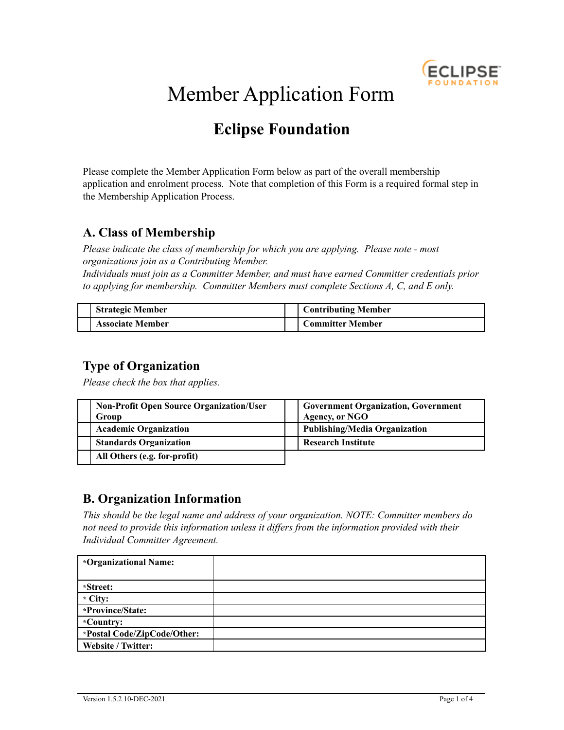# Member Application Form

## Eclipse Foundation

Please complete the Member Application Form below as part of the overall membership application and enrolment process. Note that completion of this Form is a required formal step in the Membership Application Process.

### A. Class of Membership

*Please indicate the class of membership for which you are applying. Please note - most organizations join as a Contributing Member.*
*Individuals must join as a Committer Member, and must have earned Committer credentials prior to applying for membership. Committer Members must complete Sections A, C, and E only.*

| | | | |
|---|---|---|---|
| | **Strategic Member** | | **Contributing Member** |
| | **Associate Member** | | **Committer Member** |

### Type of Organization

*Please check the box that applies.*

| | | | |
|---|---|---|---|
| | **Non-Profit Open Source Organization/User Group** | | **Government Organization, Government Agency, or NGO** |
| | **Academic Organization** | | **Publishing/Media Organization** |
| | **Standards Organization** | | **Research Institute** |
| | **All Others (e.g. for-profit)** | | |

### B. Organization Information

*This should be the legal name and address of your organization. NOTE: Committer members do not need to provide this information unless it differs from the information provided with their Individual Committer Agreement.*

| | |
|---|---|
| ***Organizational Name:** | |
| ***Street:** | |
| *** City:** | |
| ***Province/State:** | |
| ***Country:** | |
| ***Postal Code/ZipCode/Other:** | |
| **Website / Twitter:** | |

Version 1.5.2 10-DEC-2021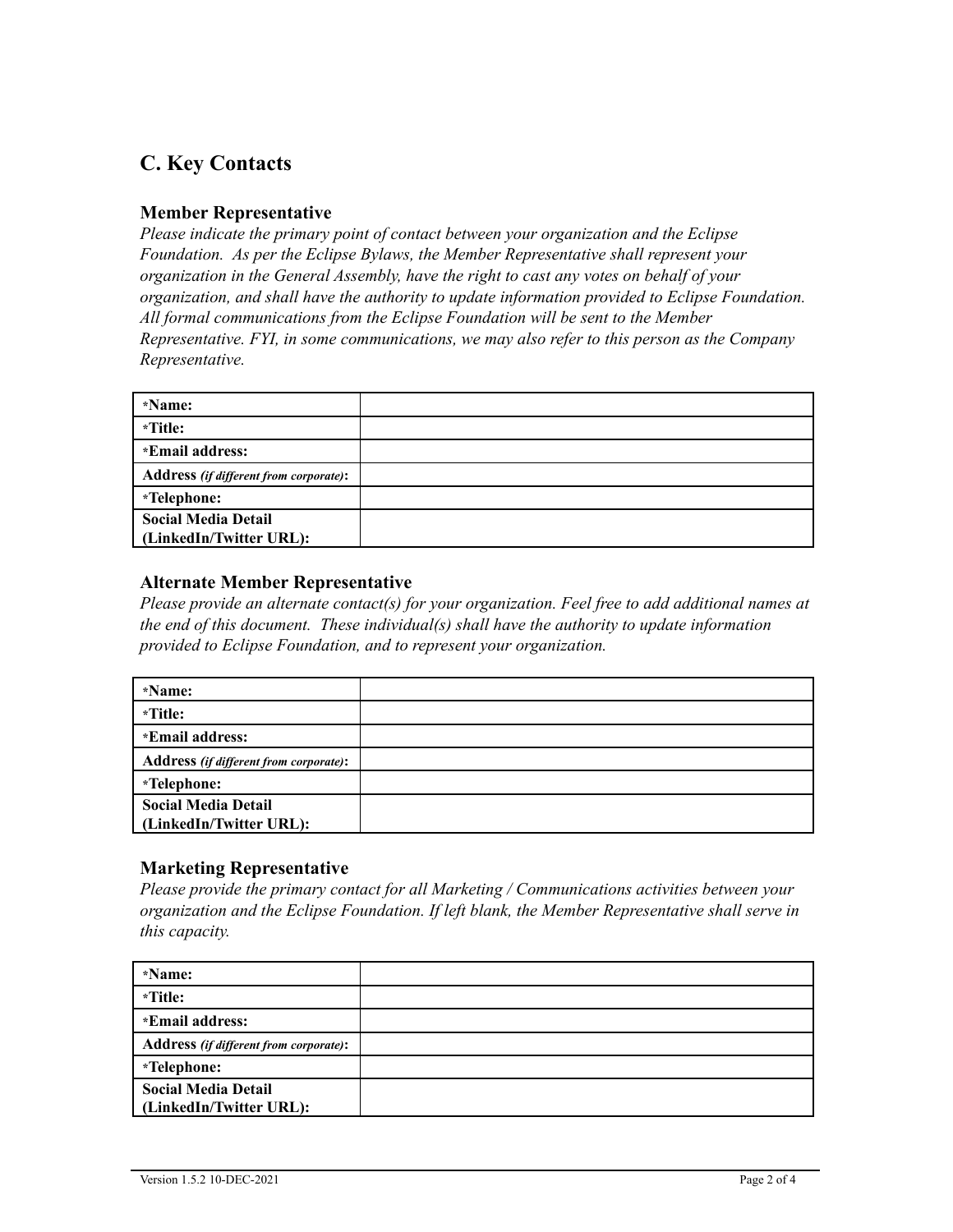## C. Key Contacts

### Member Representative

*Please indicate the primary point of contact between your organization and the Eclipse Foundation. As per the Eclipse Bylaws, the Member Representative shall represent your organization in the General Assembly, have the right to cast any votes on behalf of your organization, and shall have the authority to update information provided to Eclipse Foundation. All formal communications from the Eclipse Foundation will be sent to the Member Representative. FYI, in some communications, we may also refer to this person as the Company Representative.*

| | |
|---|---|
| ***Name:** | |
| ***Title:** | |
| ***Email address:** | |
| **Address** ***(if different from corporate)*****:** | |
| ***Telephone:** | |
| **Social Media Detail (LinkedIn/Twitter URL):** | |

### Alternate Member Representative

*Please provide an alternate contact(s) for your organization. Feel free to add additional names at the end of this document. These individual(s) shall have the authority to update information provided to Eclipse Foundation, and to represent your organization.*

| | |
|---|---|
| ***Name:** | |
| ***Title:** | |
| ***Email address:** | |
| **Address** ***(if different from corporate)*****:** | |
| ***Telephone:** | |
| **Social Media Detail (LinkedIn/Twitter URL):** | |

### Marketing Representative

*Please provide the primary contact for all Marketing / Communications activities between your organization and the Eclipse Foundation. If left blank, the Member Representative shall serve in this capacity.*

| | |
|---|---|
| ***Name:** | |
| ***Title:** | |
| ***Email address:** | |
| **Address** ***(if different from corporate)*****:** | |
| ***Telephone:** | |
| **Social Media Detail (LinkedIn/Twitter URL):** | |

Version 1.5.2 10-DEC-2021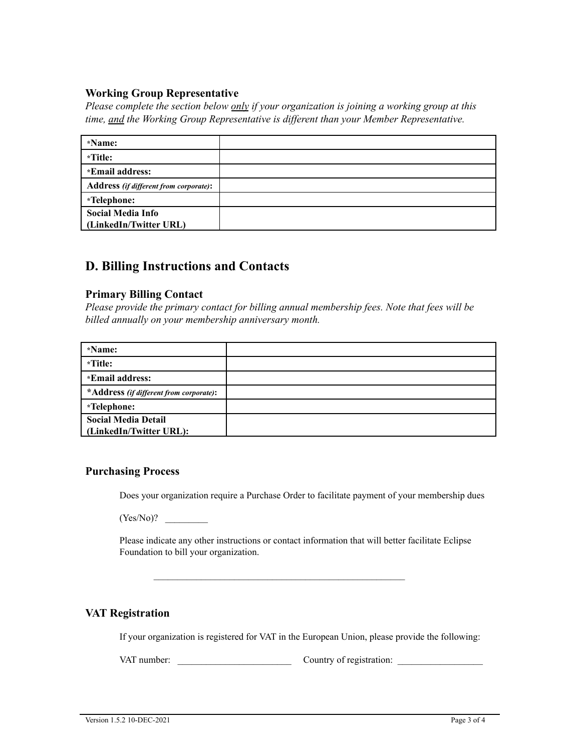### Working Group Representative

*Please complete the section below only if your organization is joining a working group at this time, and the Working Group Representative is different than your Member Representative.*

| | |
|---|---|
| ***Name:** | |
| ***Title:** | |
| ***Email address:** | |
| **Address** ***(if different from corporate)*****:** | |
| ***Telephone:** | |
| **Social Media Info (LinkedIn/Twitter URL)** | |

## D. Billing Instructions and Contacts

### Primary Billing Contact

*Please provide the primary contact for billing annual membership fees. Note that fees will be billed annually on your membership anniversary month.*

| | |
|---|---|
| ***Name:** | |
| ***Title:** | |
| ***Email address:** | |
| ***Address** ***(if different from corporate)*****:** | |
| ***Telephone:** | |
| **Social Media Detail (LinkedIn/Twitter URL):** | |

### Purchasing Process

Does your organization require a Purchase Order to facilitate payment of your membership dues

(Yes/No)? _________

Please indicate any other instructions or contact information that will better facilitate Eclipse Foundation to bill your organization.

_______________________________________________________

### VAT Registration

If your organization is registered for VAT in the European Union, please provide the following:

VAT number: ________________________ Country of registration: __________________

Version 1.5.2 10-DEC-2021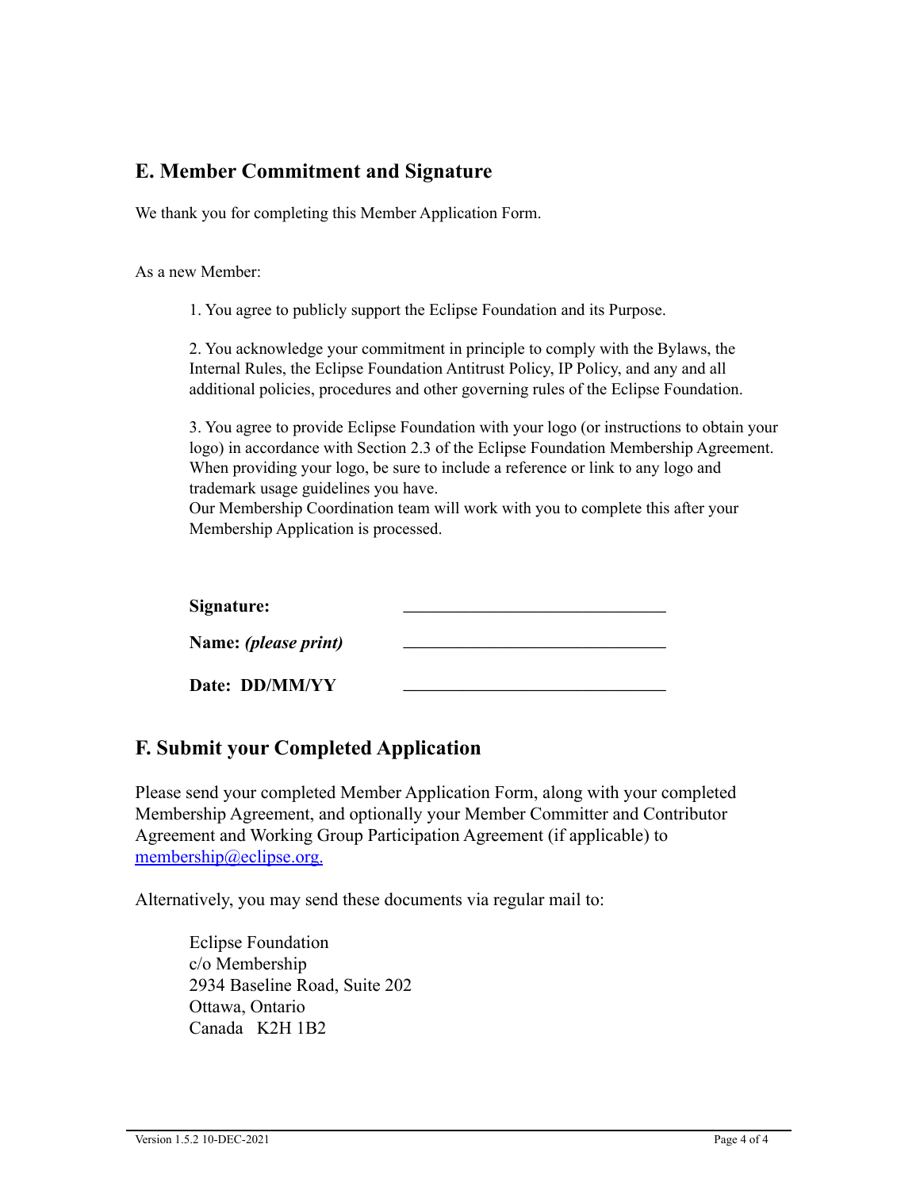## E. Member Commitment and Signature

We thank you for completing this Member Application Form.

As a new Member:

1. You agree to publicly support the Eclipse Foundation and its Purpose.

2. You acknowledge your commitment in principle to comply with the Bylaws, the Internal Rules, the Eclipse Foundation Antitrust Policy, IP Policy, and any and all additional policies, procedures and other governing rules of the Eclipse Foundation.

3. You agree to provide Eclipse Foundation with your logo (or instructions to obtain your logo) in accordance with Section 2.3 of the Eclipse Foundation Membership Agreement. When providing your logo, be sure to include a reference or link to any logo and trademark usage guidelines you have.
Our Membership Coordination team will work with you to complete this after your Membership Application is processed.

**Signature:** ______________________________

**Name:** ***(please print)*** ______________________________

**Date: DD/MM/YY** ______________________________

## F. Submit your Completed Application

Please send your completed Member Application Form, along with your completed Membership Agreement, and optionally your Member Committer and Contributor Agreement and Working Group Participation Agreement (if applicable) to [membership@eclipse.org.](mailto:membership@eclipse.org)

Alternatively, you may send these documents via regular mail to:

Eclipse Foundation
c/o Membership
2934 Baseline Road, Suite 202
Ottawa, Ontario
Canada K2H 1B2

Version 1.5.2 10-DEC-2021